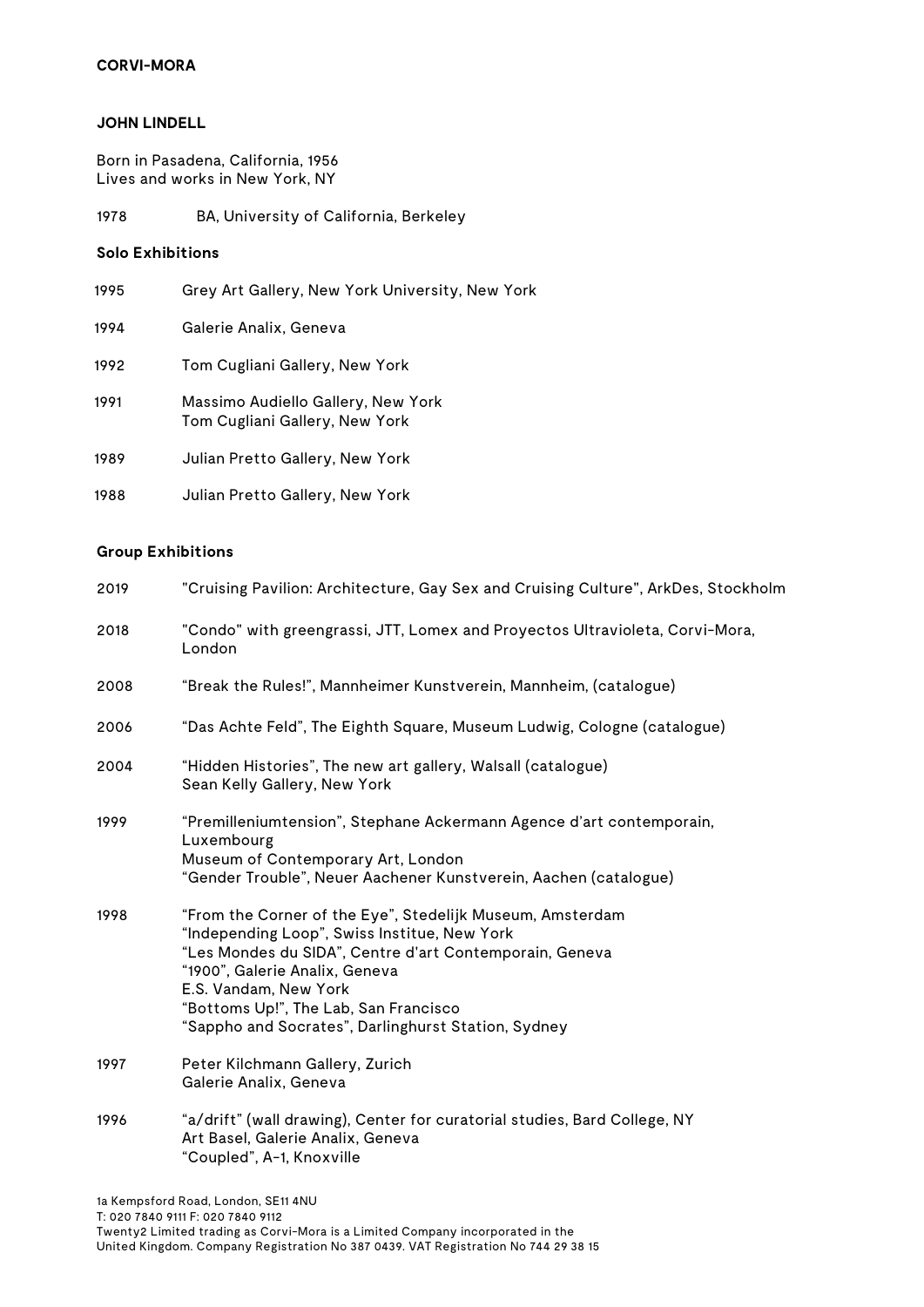**CORVI-MORA**

# JOHN LINDELL

Born in Pasadena, California, 1956
Lives and works in New York, NY

1978 BA, University of California, Berkeley

## Solo Exhibitions

1995 Grey Art Gallery, New York University, New York

1994 Galerie Analix, Geneva

1992 Tom Cugliani Gallery, New York

1991 Massimo Audiello Gallery, New York
Tom Cugliani Gallery, New York

1989 Julian Pretto Gallery, New York

1988 Julian Pretto Gallery, New York

## Group Exhibitions

2019 "Cruising Pavilion: Architecture, Gay Sex and Cruising Culture", ArkDes, Stockholm

2018 "Condo" with greengrassi, JTT, Lomex and Proyectos Ultravioleta, Corvi-Mora, London

2008 "Break the Rules!", Mannheimer Kunstverein, Mannheim, (catalogue)

2006 "Das Achte Feld", The Eighth Square, Museum Ludwig, Cologne (catalogue)

2004 "Hidden Histories", The new art gallery, Walsall (catalogue)
Sean Kelly Gallery, New York

1999 "Premilleniumtension", Stephane Ackermann Agence d'art contemporain, Luxembourg
Museum of Contemporary Art, London
"Gender Trouble", Neuer Aachener Kunstverein, Aachen (catalogue)

1998 "From the Corner of the Eye", Stedelijk Museum, Amsterdam
"Independing Loop", Swiss Institue, New York
"Les Mondes du SIDA", Centre d'art Contemporain, Geneva
"1900", Galerie Analix, Geneva
E.S. Vandam, New York
"Bottoms Up!", The Lab, San Francisco
"Sappho and Socrates", Darlinghurst Station, Sydney

1997 Peter Kilchmann Gallery, Zurich
Galerie Analix, Geneva

1996 "a/drift" (wall drawing), Center for curatorial studies, Bard College, NY
Art Basel, Galerie Analix, Geneva
"Coupled", A-1, Knoxville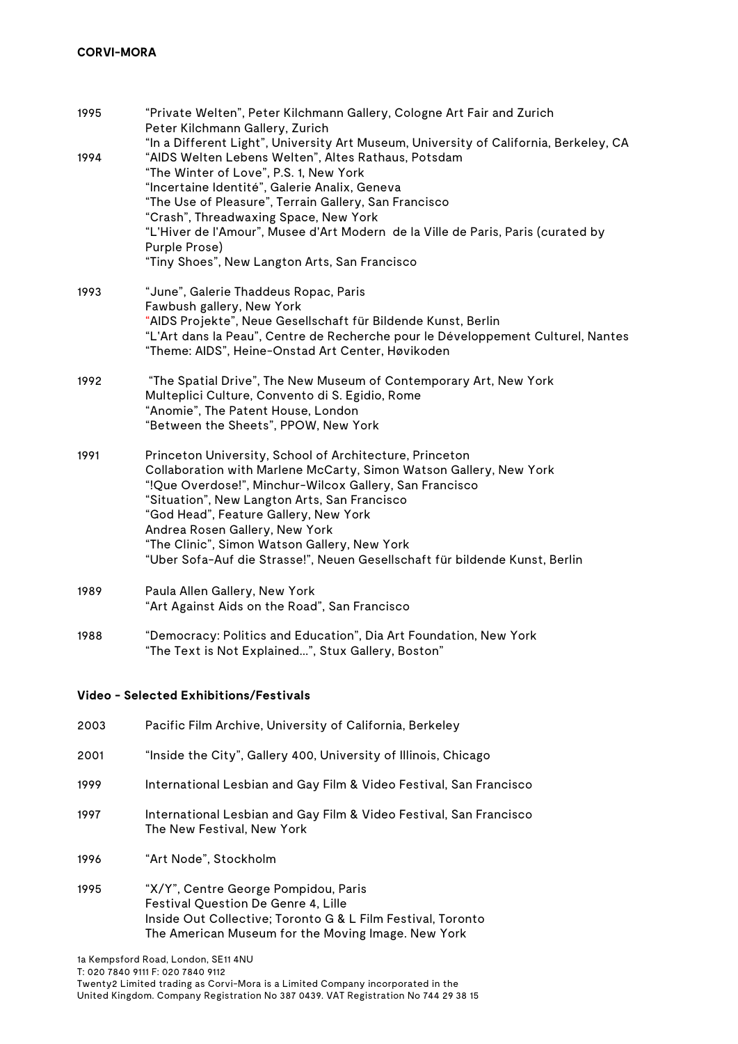| | |
|---|---|
| 1995 | "Private Welten", Peter Kilchmann Gallery, Cologne Art Fair and Zurich |
| | Peter Kilchmann Gallery, Zurich |
| | "In a Different Light", University Art Museum, University of California, Berkeley, CA |
| 1994 | "AIDS Welten Lebens Welten", Altes Rathaus, Potsdam |
| | "The Winter of Love", P.S. 1, New York |
| | "Incertaine Identité", Galerie Analix, Geneva |
| | "The Use of Pleasure", Terrain Gallery, San Francisco |
| | "Crash", Threadwaxing Space, New York |
| | "L'Hiver de l'Amour", Musee d'Art Modern de la Ville de Paris, Paris (curated by Purple Prose) |
| | "Tiny Shoes", New Langton Arts, San Francisco |
| 1993 | "June", Galerie Thaddeus Ropac, Paris |
| | Fawbush gallery, New York |
| | "AIDS Projekte", Neue Gesellschaft für Bildende Kunst, Berlin |
| | "L'Art dans la Peau", Centre de Recherche pour le Développement Culturel, Nantes |
| | "Theme: AIDS", Heine-Onstad Art Center, Høvikoden |
| 1992 | "The Spatial Drive", The New Museum of Contemporary Art, New York |
| | Multeplici Culture, Convento di S. Egidio, Rome |
| | "Anomie", The Patent House, London |
| | "Between the Sheets", PPOW, New York |
| 1991 | Princeton University, School of Architecture, Princeton |
| | Collaboration with Marlene McCarty, Simon Watson Gallery, New York |
| | "!Que Overdose!", Minchur-Wilcox Gallery, San Francisco |
| | "Situation", New Langton Arts, San Francisco |
| | "God Head", Feature Gallery, New York |
| | Andrea Rosen Gallery, New York |
| | "The Clinic", Simon Watson Gallery, New York |
| | "Uber Sofa-Auf die Strasse!", Neuen Gesellschaft für bildende Kunst, Berlin |
| 1989 | Paula Allen Gallery, New York |
| | "Art Against Aids on the Road", San Francisco |
| 1988 | "Democracy: Politics and Education", Dia Art Foundation, New York |
| | "The Text is Not Explained…", Stux Gallery, Boston" |

**Video - Selected Exhibitions/Festivals**

| | |
|---|---|
| 2003 | Pacific Film Archive, University of California, Berkeley |
| 2001 | "Inside the City", Gallery 400, University of Illinois, Chicago |
| 1999 | International Lesbian and Gay Film & Video Festival, San Francisco |
| 1997 | International Lesbian and Gay Film & Video Festival, San Francisco |
| | The New Festival, New York |
| 1996 | "Art Node", Stockholm |
| 1995 | "X/Y", Centre George Pompidou, Paris |
| | Festival Question De Genre 4, Lille |
| | Inside Out Collective; Toronto G & L Film Festival, Toronto |
| | The American Museum for the Moving Image. New York |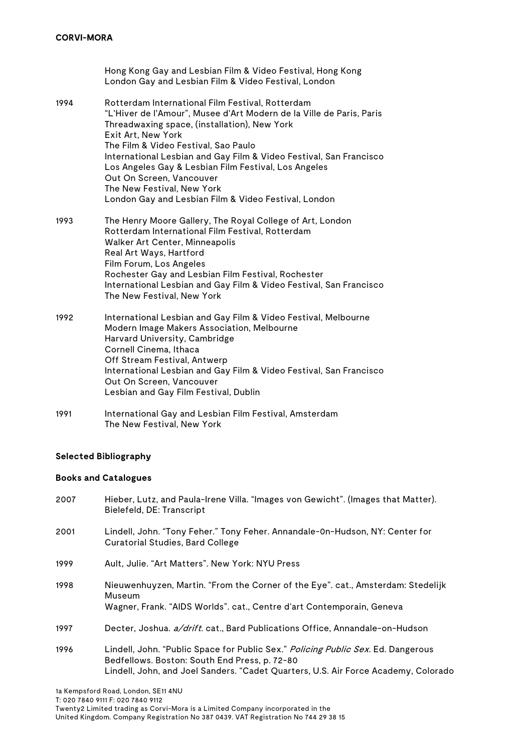Hong Kong Gay and Lesbian Film & Video Festival, Hong Kong
London Gay and Lesbian Film & Video Festival, London

1994 Rotterdam International Film Festival, Rotterdam
"L'Hiver de l'Amour", Musee d'Art Modern de la Ville de Paris, Paris
Threadwaxing space, (installation), New York
Exit Art, New York
The Film & Video Festival, Sao Paulo
International Lesbian and Gay Film & Video Festival, San Francisco
Los Angeles Gay & Lesbian Film Festival, Los Angeles
Out On Screen, Vancouver
The New Festival, New York
London Gay and Lesbian Film & Video Festival, London

1993 The Henry Moore Gallery, The Royal College of Art, London
Rotterdam International Film Festival, Rotterdam
Walker Art Center, Minneapolis
Real Art Ways, Hartford
Film Forum, Los Angeles
Rochester Gay and Lesbian Film Festival, Rochester
International Lesbian and Gay Film & Video Festival, San Francisco
The New Festival, New York

1992 International Lesbian and Gay Film & Video Festival, Melbourne
Modern Image Makers Association, Melbourne
Harvard University, Cambridge
Cornell Cinema, Ithaca
Off Stream Festival, Antwerp
International Lesbian and Gay Film & Video Festival, San Francisco
Out On Screen, Vancouver
Lesbian and Gay Film Festival, Dublin

1991 International Gay and Lesbian Film Festival, Amsterdam
The New Festival, New York

**Selected Bibliography**

**Books and Catalogues**

2007 Hieber, Lutz, and Paula-Irene Villa. "Images von Gewicht". (Images that Matter). Bielefeld, DE: Transcript

2001 Lindell, John. "Tony Feher." Tony Feher. Annandale-0n-Hudson, NY: Center for Curatorial Studies, Bard College

1999 Ault, Julie. "Art Matters". New York: NYU Press

1998 Nieuwenhuyzen, Martin. "From the Corner of the Eye". cat., Amsterdam: Stedelijk Museum
Wagner, Frank. "AIDS Worlds". cat., Centre d'art Contemporain, Geneva

1997 Decter, Joshua. *a/drift*. cat., Bard Publications Office, Annandale-on-Hudson

1996 Lindell, John. "Public Space for Public Sex." *Policing Public Sex*. Ed. Dangerous Bedfellows. Boston: South End Press, p. 72-80
Lindell, John, and Joel Sanders. "Cadet Quarters, U.S. Air Force Academy, Colorado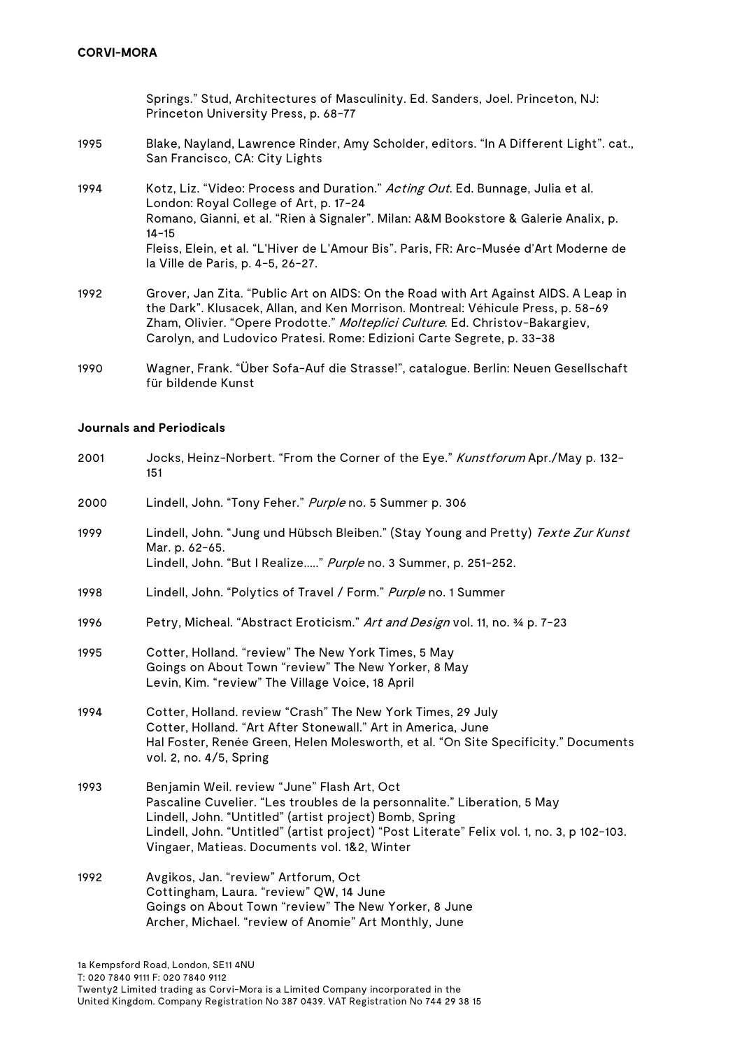Springs." Stud, Architectures of Masculinity. Ed. Sanders, Joel. Princeton, NJ: Princeton University Press, p. 68-77

1995 Blake, Nayland, Lawrence Rinder, Amy Scholder, editors. "In A Different Light". cat., San Francisco, CA: City Lights

1994 Kotz, Liz. "Video: Process and Duration." *Acting Out*. Ed. Bunnage, Julia et al. London: Royal College of Art, p. 17-24
Romano, Gianni, et al. "Rien à Signaler". Milan: A&M Bookstore & Galerie Analix, p. 14-15
Fleiss, Elein, et al. "L'Hiver de L'Amour Bis". Paris, FR: Arc-Musée d'Art Moderne de la Ville de Paris, p. 4-5, 26-27.

1992 Grover, Jan Zita. "Public Art on AIDS: On the Road with Art Against AIDS. A Leap in the Dark". Klusacek, Allan, and Ken Morrison. Montreal: Véhicule Press, p. 58-69
Zham, Olivier. "Opere Prodotte." *Molteplici Culture*. Ed. Christov-Bakargiev, Carolyn, and Ludovico Pratesi. Rome: Edizioni Carte Segrete, p. 33-38

1990 Wagner, Frank. "Über Sofa-Auf die Strasse!", catalogue. Berlin: Neuen Gesellschaft für bildende Kunst

**Journals and Periodicals**

2001 Jocks, Heinz-Norbert. "From the Corner of the Eye." *Kunstforum* Apr./May p. 132-151

2000 Lindell, John. "Tony Feher." *Purple* no. 5 Summer p. 306

1999 Lindell, John. "Jung und Hübsch Bleiben." (Stay Young and Pretty) *Texte Zur Kunst* Mar. p. 62-65.
Lindell, John. "But I Realize....." *Purple* no. 3 Summer, p. 251-252.

1998 Lindell, John. "Polytics of Travel / Form." *Purple* no. 1 Summer

1996 Petry, Micheal. "Abstract Eroticism." *Art and Design* vol. 11, no. ¾ p. 7-23

1995 Cotter, Holland. "review" The New York Times, 5 May
Goings on About Town "review" The New Yorker, 8 May
Levin, Kim. "review" The Village Voice, 18 April

1994 Cotter, Holland. review "Crash" The New York Times, 29 July
Cotter, Holland. "Art After Stonewall." Art in America, June
Hal Foster, Renée Green, Helen Molesworth, et al. "On Site Specificity." Documents vol. 2, no. 4/5, Spring

1993 Benjamin Weil. review "June" Flash Art, Oct
Pascaline Cuvelier. "Les troubles de la personnalite." Liberation, 5 May
Lindell, John. "Untitled" (artist project) Bomb, Spring
Lindell, John. "Untitled" (artist project) "Post Literate" Felix vol. 1, no. 3, p 102-103.
Vingaer, Matieas. Documents vol. 1&2, Winter

1992 Avgikos, Jan. "review" Artforum, Oct
Cottingham, Laura. "review" QW, 14 June
Goings on About Town "review" The New Yorker, 8 June
Archer, Michael. "review of Anomie" Art Monthly, June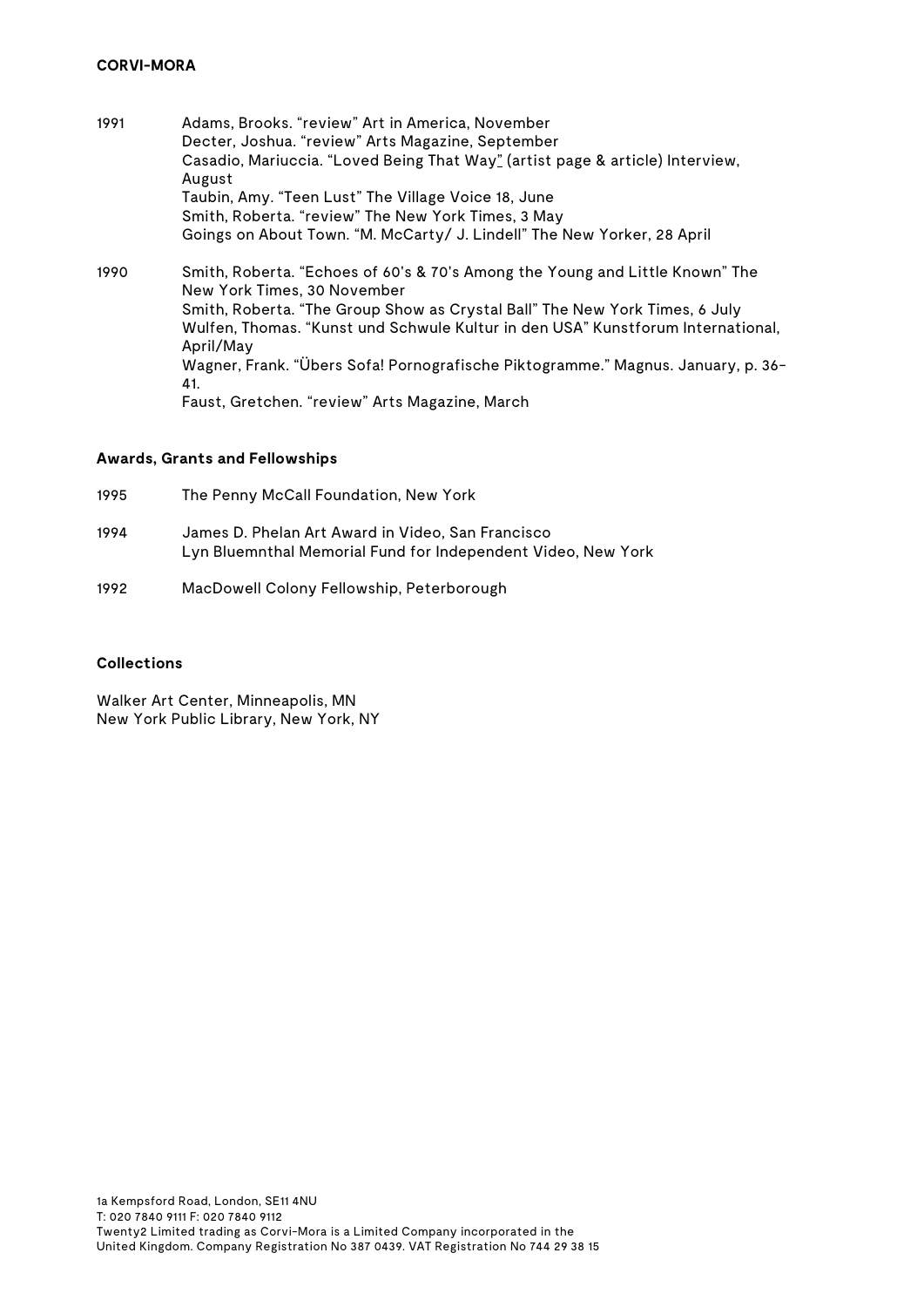1991 Adams, Brooks. "review" Art in America, November
Decter, Joshua. "review" Arts Magazine, September
Casadio, Mariuccia. "Loved Being That Way" (artist page & article) Interview, August
Taubin, Amy. "Teen Lust" The Village Voice 18, June
Smith, Roberta. "review" The New York Times, 3 May
Goings on About Town. "M. McCarty/ J. Lindell" The New Yorker, 28 April

1990 Smith, Roberta. "Echoes of 60's & 70's Among the Young and Little Known" The New York Times, 30 November
Smith, Roberta. "The Group Show as Crystal Ball" The New York Times, 6 July
Wulfen, Thomas. "Kunst und Schwule Kultur in den USA" Kunstforum International, April/May
Wagner, Frank. "Übers Sofa! Pornografische Piktogramme." Magnus. January, p. 36-41.
Faust, Gretchen. "review" Arts Magazine, March

**Awards, Grants and Fellowships**

1995 The Penny McCall Foundation, New York

1994 James D. Phelan Art Award in Video, San Francisco
Lyn Bluemnthal Memorial Fund for Independent Video, New York

1992 MacDowell Colony Fellowship, Peterborough

**Collections**

Walker Art Center, Minneapolis, MN
New York Public Library, New York, NY